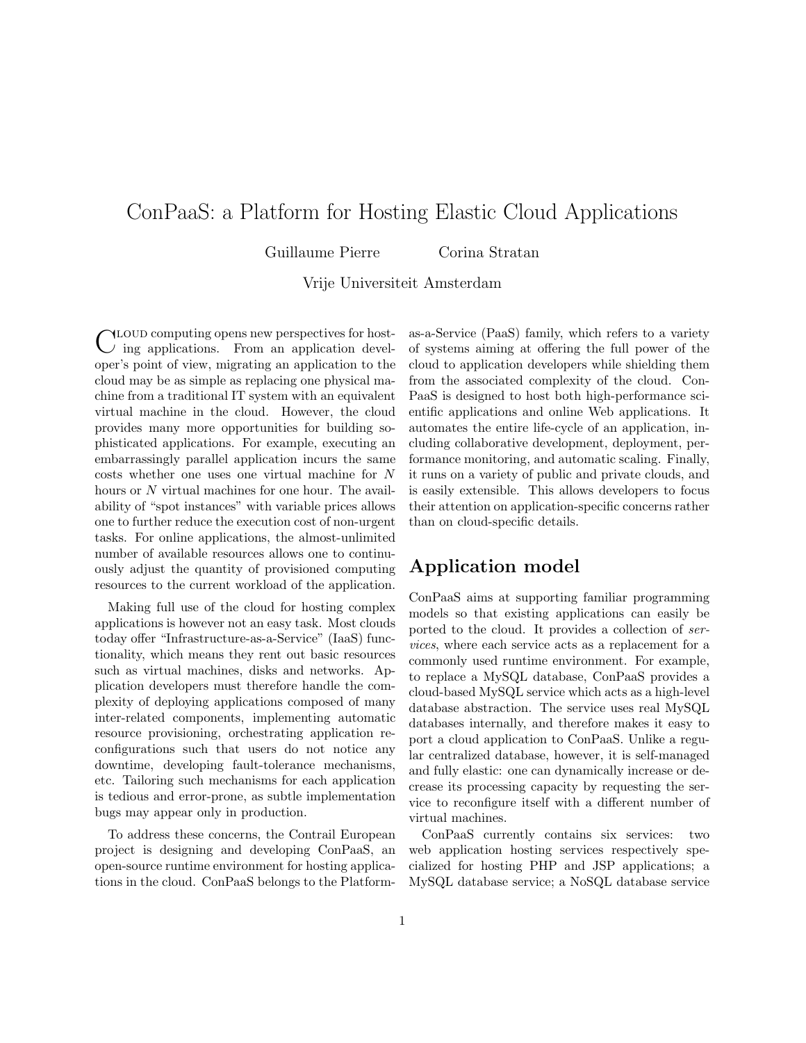# ConPaaS: a Platform for Hosting Elastic Cloud Applications

Guillaume Pierre    Corina Stratan

Vrije Universiteit Amsterdam

Cloud computing opens new perspectives for hosting applications. From an application developer's point of view, migrating an application to the cloud may be as simple as replacing one physical machine from a traditional IT system with an equivalent virtual machine in the cloud. However, the cloud provides many more opportunities for building sophisticated applications. For example, executing an embarrassingly parallel application incurs the same costs whether one uses one virtual machine for $N$ hours or $N$ virtual machines for one hour. The availability of "spot instances" with variable prices allows one to further reduce the execution cost of non-urgent tasks. For online applications, the almost-unlimited number of available resources allows one to continuously adjust the quantity of provisioned computing resources to the current workload of the application.

Making full use of the cloud for hosting complex applications is however not an easy task. Most clouds today offer "Infrastructure-as-a-Service" (IaaS) functionality, which means they rent out basic resources such as virtual machines, disks and networks. Application developers must therefore handle the complexity of deploying applications composed of many inter-related components, implementing automatic resource provisioning, orchestrating application reconfigurations such that users do not notice any downtime, developing fault-tolerance mechanisms, etc. Tailoring such mechanisms for each application is tedious and error-prone, as subtle implementation bugs may appear only in production.

To address these concerns, the Contrail European project is designing and developing ConPaaS, an open-source runtime environment for hosting applications in the cloud. ConPaaS belongs to the Platform-as-a-Service (PaaS) family, which refers to a variety of systems aiming at offering the full power of the cloud to application developers while shielding them from the associated complexity of the cloud. ConPaaS is designed to host both high-performance scientific applications and online Web applications. It automates the entire life-cycle of an application, including collaborative development, deployment, performance monitoring, and automatic scaling. Finally, it runs on a variety of public and private clouds, and is easily extensible. This allows developers to focus their attention on application-specific concerns rather than on cloud-specific details.

## Application model

ConPaaS aims at supporting familiar programming models so that existing applications can easily be ported to the cloud. It provides a collection of *services*, where each service acts as a replacement for a commonly used runtime environment. For example, to replace a MySQL database, ConPaaS provides a cloud-based MySQL service which acts as a high-level database abstraction. The service uses real MySQL databases internally, and therefore makes it easy to port a cloud application to ConPaaS. Unlike a regular centralized database, however, it is self-managed and fully elastic: one can dynamically increase or decrease its processing capacity by requesting the service to reconfigure itself with a different number of virtual machines.

ConPaaS currently contains six services: two web application hosting services respectively specialized for hosting PHP and JSP applications; a MySQL database service; a NoSQL database service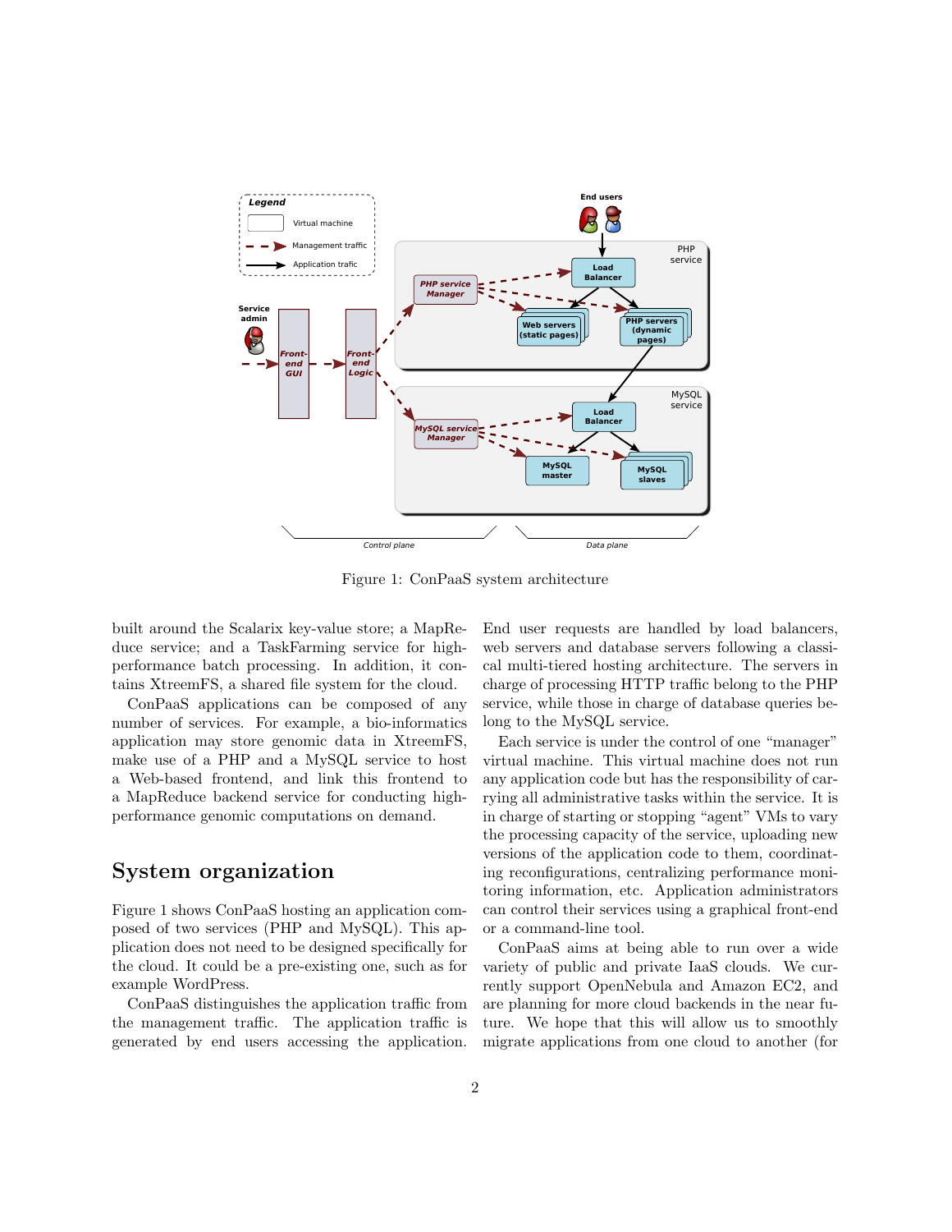Figure 1: ConPaaS system architecture

built around the Scalarix key-value store; a MapReduce service; and a TaskFarming service for high-performance batch processing. In addition, it contains XtreemFS, a shared file system for the cloud.

ConPaaS applications can be composed of any number of services. For example, a bio-informatics application may store genomic data in XtreemFS, make use of a PHP and a MySQL service to host a Web-based frontend, and link this frontend to a MapReduce backend service for conducting high-performance genomic computations on demand.

## System organization

Figure 1 shows ConPaaS hosting an application composed of two services (PHP and MySQL). This application does not need to be designed specifically for the cloud. It could be a pre-existing one, such as for example WordPress.

ConPaaS distinguishes the application traffic from the management traffic. The application traffic is generated by end users accessing the application. End user requests are handled by load balancers, web servers and database servers following a classical multi-tiered hosting architecture. The servers in charge of processing HTTP traffic belong to the PHP service, while those in charge of database queries belong to the MySQL service.

Each service is under the control of one "manager" virtual machine. This virtual machine does not run any application code but has the responsibility of carrying all administrative tasks within the service. It is in charge of starting or stopping "agent" VMs to vary the processing capacity of the service, uploading new versions of the application code to them, coordinating reconfigurations, centralizing performance monitoring information, etc. Application administrators can control their services using a graphical front-end or a command-line tool.

ConPaaS aims at being able to run over a wide variety of public and private IaaS clouds. We currently support OpenNebula and Amazon EC2, and are planning for more cloud backends in the near future. We hope that this will allow us to smoothly migrate applications from one cloud to another (for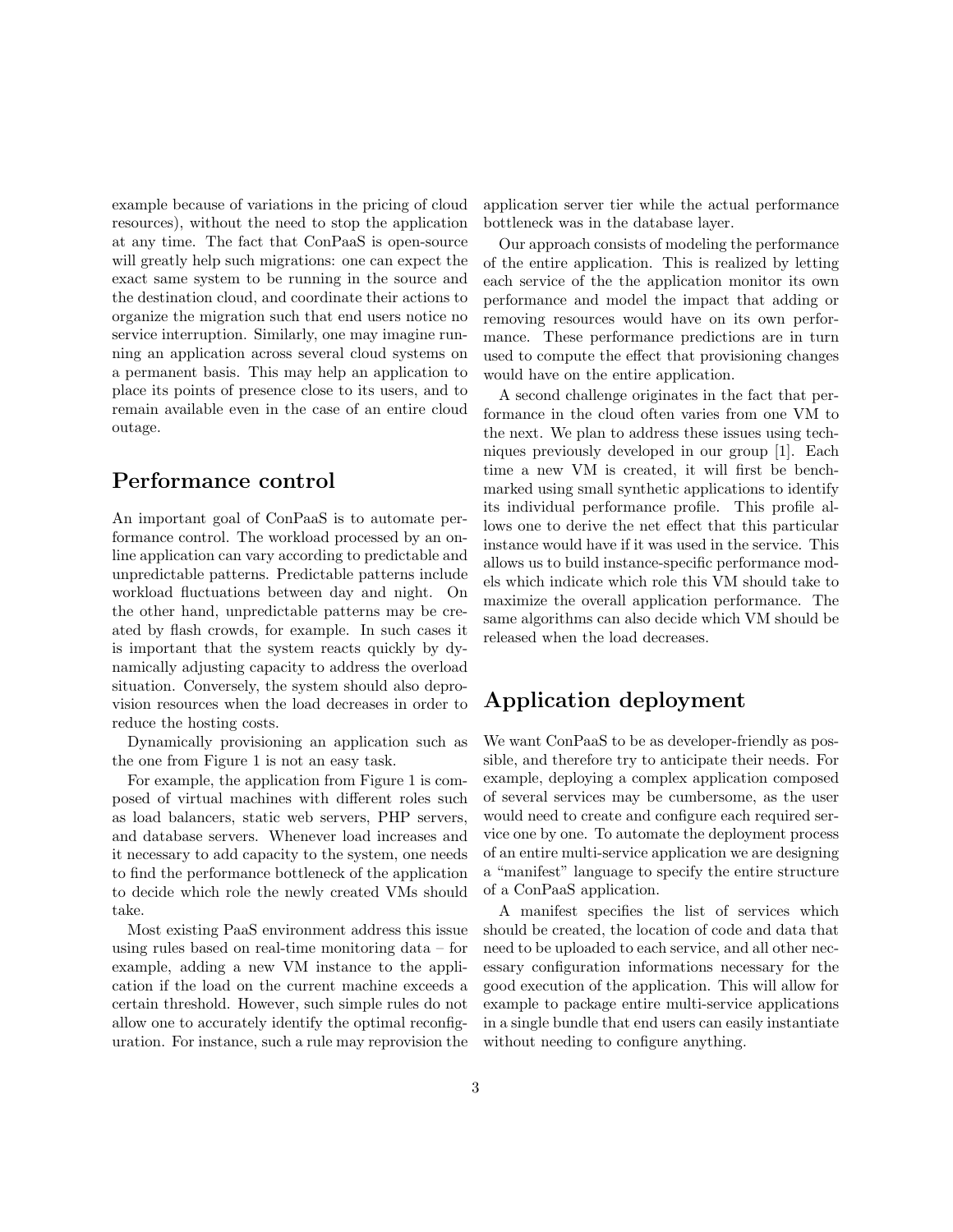example because of variations in the pricing of cloud resources), without the need to stop the application at any time. The fact that ConPaaS is open-source will greatly help such migrations: one can expect the exact same system to be running in the source and the destination cloud, and coordinate their actions to organize the migration such that end users notice no service interruption. Similarly, one may imagine running an application across several cloud systems on a permanent basis. This may help an application to place its points of presence close to its users, and to remain available even in the case of an entire cloud outage.

## Performance control

An important goal of ConPaaS is to automate performance control. The workload processed by an online application can vary according to predictable and unpredictable patterns. Predictable patterns include workload fluctuations between day and night. On the other hand, unpredictable patterns may be created by flash crowds, for example. In such cases it is important that the system reacts quickly by dynamically adjusting capacity to address the overload situation. Conversely, the system should also deprovision resources when the load decreases in order to reduce the hosting costs.

Dynamically provisioning an application such as the one from Figure 1 is not an easy task.

For example, the application from Figure 1 is composed of virtual machines with different roles such as load balancers, static web servers, PHP servers, and database servers. Whenever load increases and it necessary to add capacity to the system, one needs to find the performance bottleneck of the application to decide which role the newly created VMs should take.

Most existing PaaS environment address this issue using rules based on real-time monitoring data – for example, adding a new VM instance to the application if the load on the current machine exceeds a certain threshold. However, such simple rules do not allow one to accurately identify the optimal reconfiguration. For instance, such a rule may reprovision the application server tier while the actual performance bottleneck was in the database layer.

Our approach consists of modeling the performance of the entire application. This is realized by letting each service of the the application monitor its own performance and model the impact that adding or removing resources would have on its own performance. These performance predictions are in turn used to compute the effect that provisioning changes would have on the entire application.

A second challenge originates in the fact that performance in the cloud often varies from one VM to the next. We plan to address these issues using techniques previously developed in our group [1]. Each time a new VM is created, it will first be benchmarked using small synthetic applications to identify its individual performance profile. This profile allows one to derive the net effect that this particular instance would have if it was used in the service. This allows us to build instance-specific performance models which indicate which role this VM should take to maximize the overall application performance. The same algorithms can also decide which VM should be released when the load decreases.

## Application deployment

We want ConPaaS to be as developer-friendly as possible, and therefore try to anticipate their needs. For example, deploying a complex application composed of several services may be cumbersome, as the user would need to create and configure each required service one by one. To automate the deployment process of an entire multi-service application we are designing a "manifest" language to specify the entire structure of a ConPaaS application.

A manifest specifies the list of services which should be created, the location of code and data that need to be uploaded to each service, and all other necessary configuration informations necessary for the good execution of the application. This will allow for example to package entire multi-service applications in a single bundle that end users can easily instantiate without needing to configure anything.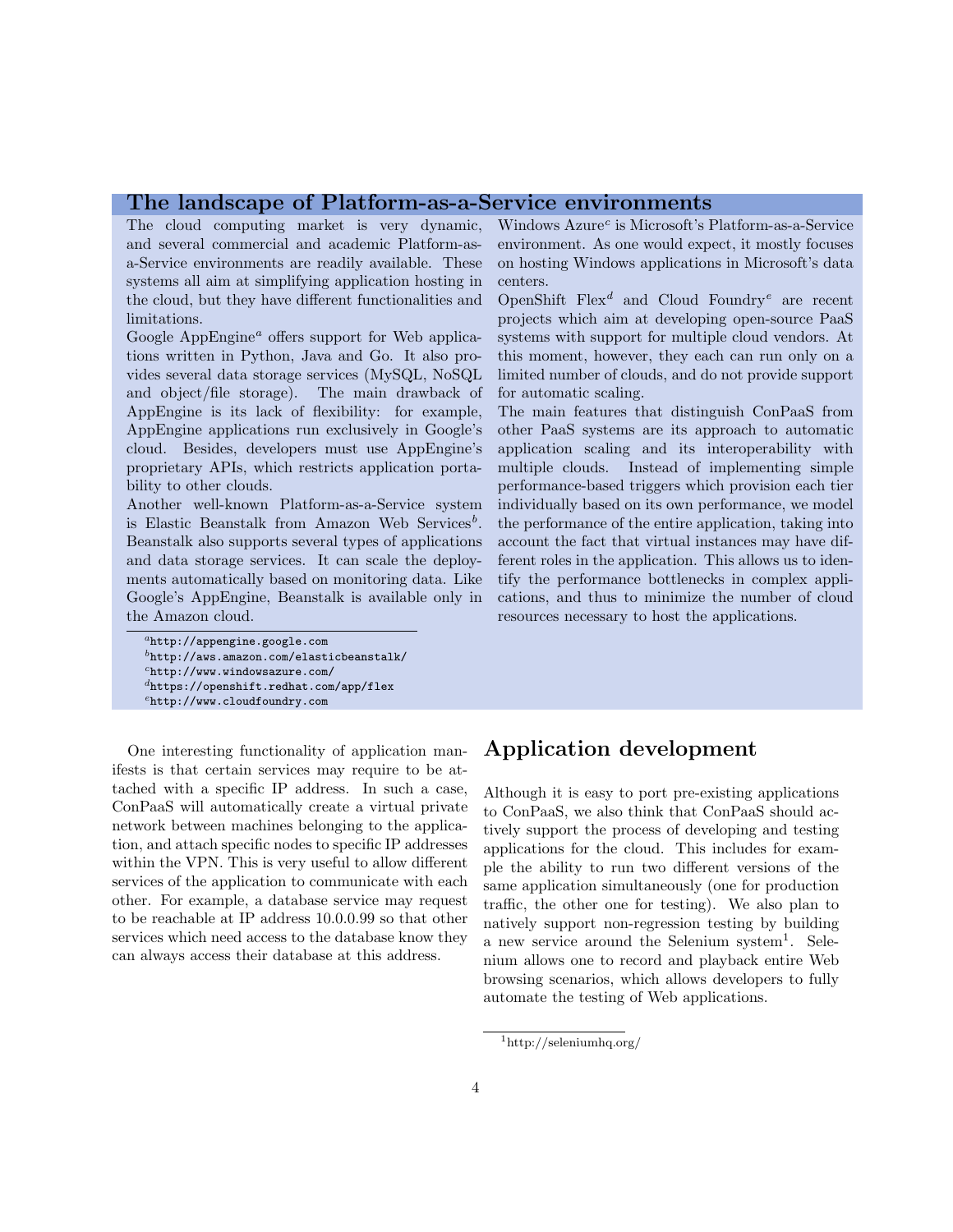## The landscape of Platform-as-a-Service environments

The cloud computing market is very dynamic, and several commercial and academic Platform-as-a-Service environments are readily available. These systems all aim at simplifying application hosting in the cloud, but they have different functionalities and limitations.

Google AppEngine[a] offers support for Web applications written in Python, Java and Go. It also provides several data storage services (MySQL, NoSQL and object/file storage). The main drawback of AppEngine is its lack of flexibility: for example, AppEngine applications run exclusively in Google's cloud. Besides, developers must use AppEngine's proprietary APIs, which restricts application portability to other clouds.

Another well-known Platform-as-a-Service system is Elastic Beanstalk from Amazon Web Services[b]. Beanstalk also supports several types of applications and data storage services. It can scale the deployments automatically based on monitoring data. Like Google's AppEngine, Beanstalk is available only in the Amazon cloud.

Windows Azure[c] is Microsoft's Platform-as-a-Service environment. As one would expect, it mostly focuses on hosting Windows applications in Microsoft's data centers.

OpenShift Flex[d] and Cloud Foundry[e] are recent projects which aim at developing open-source PaaS systems with support for multiple cloud vendors. At this moment, however, they each can run only on a limited number of clouds, and do not provide support for automatic scaling.

The main features that distinguish ConPaaS from other PaaS systems are its approach to automatic application scaling and its interoperability with multiple clouds. Instead of implementing simple performance-based triggers which provision each tier individually based on its own performance, we model the performance of the entire application, taking into account the fact that virtual instances may have different roles in the application. This allows us to identify the performance bottlenecks in complex applications, and thus to minimize the number of cloud resources necessary to host the applications.

[a] http://appengine.google.com
[b] http://aws.amazon.com/elasticbeanstalk/
[c] http://www.windowsazure.com/
[d] https://openshift.redhat.com/app/flex
[e] http://www.cloudfoundry.com

One interesting functionality of application manifests is that certain services may require to be attached with a specific IP address. In such a case, ConPaaS will automatically create a virtual private network between machines belonging to the application, and attach specific nodes to specific IP addresses within the VPN. This is very useful to allow different services of the application to communicate with each other. For example, a database service may request to be reachable at IP address 10.0.0.99 so that other services which need access to the database know they can always access their database at this address.

## Application development

Although it is easy to port pre-existing applications to ConPaaS, we also think that ConPaaS should actively support the process of developing and testing applications for the cloud. This includes for example the ability to run two different versions of the same application simultaneously (one for production traffic, the other one for testing). We also plan to natively support non-regression testing by building a new service around the Selenium system[1]. Selenium allows one to record and playback entire Web browsing scenarios, which allows developers to fully automate the testing of Web applications.

[1] http://seleniumhq.org/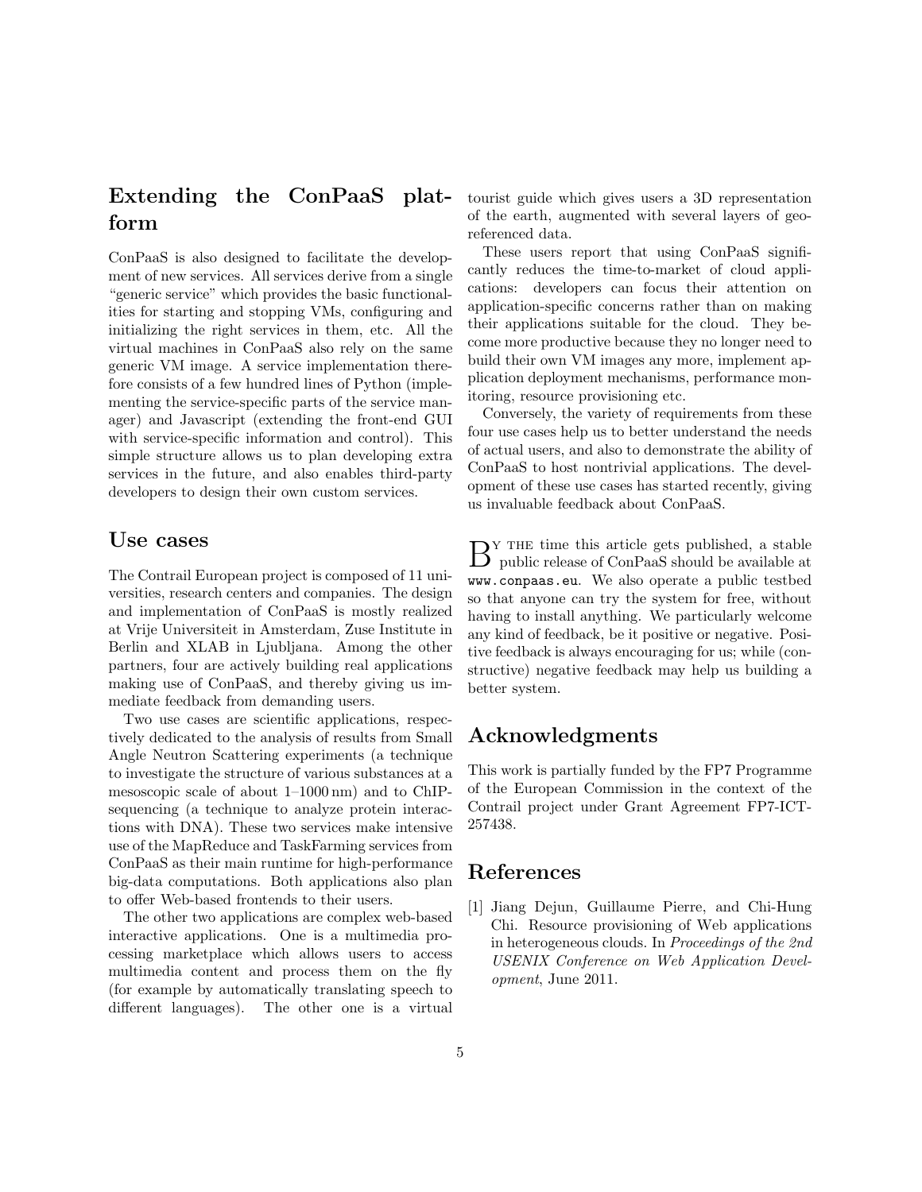## Extending the ConPaaS platform

ConPaaS is also designed to facilitate the development of new services. All services derive from a single "generic service" which provides the basic functionalities for starting and stopping VMs, configuring and initializing the right services in them, etc. All the virtual machines in ConPaaS also rely on the same generic VM image. A service implementation therefore consists of a few hundred lines of Python (implementing the service-specific parts of the service manager) and Javascript (extending the front-end GUI with service-specific information and control). This simple structure allows us to plan developing extra services in the future, and also enables third-party developers to design their own custom services.

## Use cases

The Contrail European project is composed of 11 universities, research centers and companies. The design and implementation of ConPaaS is mostly realized at Vrije Universiteit in Amsterdam, Zuse Institute in Berlin and XLAB in Ljubljana. Among the other partners, four are actively building real applications making use of ConPaaS, and thereby giving us immediate feedback from demanding users.

Two use cases are scientific applications, respectively dedicated to the analysis of results from Small Angle Neutron Scattering experiments (a technique to investigate the structure of various substances at a mesoscopic scale of about 1–1000 nm) and to ChIP-sequencing (a technique to analyze protein interactions with DNA). These two services make intensive use of the MapReduce and TaskFarming services from ConPaaS as their main runtime for high-performance big-data computations. Both applications also plan to offer Web-based frontends to their users.

The other two applications are complex web-based interactive applications. One is a multimedia processing marketplace which allows users to access multimedia content and process them on the fly (for example by automatically translating speech to different languages). The other one is a virtual tourist guide which gives users a 3D representation of the earth, augmented with several layers of geo-referenced data.

These users report that using ConPaaS significantly reduces the time-to-market of cloud applications: developers can focus their attention on application-specific concerns rather than on making their applications suitable for the cloud. They become more productive because they no longer need to build their own VM images any more, implement application deployment mechanisms, performance monitoring, resource provisioning etc.

Conversely, the variety of requirements from these four use cases help us to better understand the needs of actual users, and also to demonstrate the ability of ConPaaS to host nontrivial applications. The development of these use cases has started recently, giving us invaluable feedback about ConPaaS.

By the time this article gets published, a stable public release of ConPaaS should be available at `www.conpaas.eu`. We also operate a public testbed so that anyone can try the system for free, without having to install anything. We particularly welcome any kind of feedback, be it positive or negative. Positive feedback is always encouraging for us; while (constructive) negative feedback may help us building a better system.

## Acknowledgments

This work is partially funded by the FP7 Programme of the European Commission in the context of the Contrail project under Grant Agreement FP7-ICT-257438.

## References

[1] Jiang Dejun, Guillaume Pierre, and Chi-Hung Chi. Resource provisioning of Web applications in heterogeneous clouds. In *Proceedings of the 2nd USENIX Conference on Web Application Development*, June 2011.